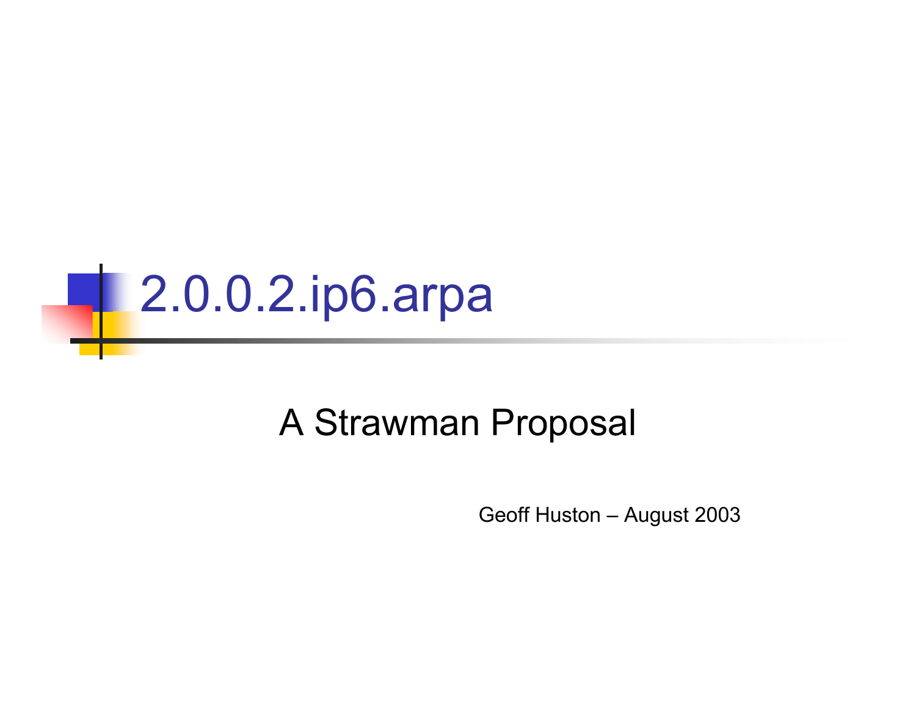# 2.0.0.2.ip6.arpa

A Strawman Proposal

Geoff Huston – August 2003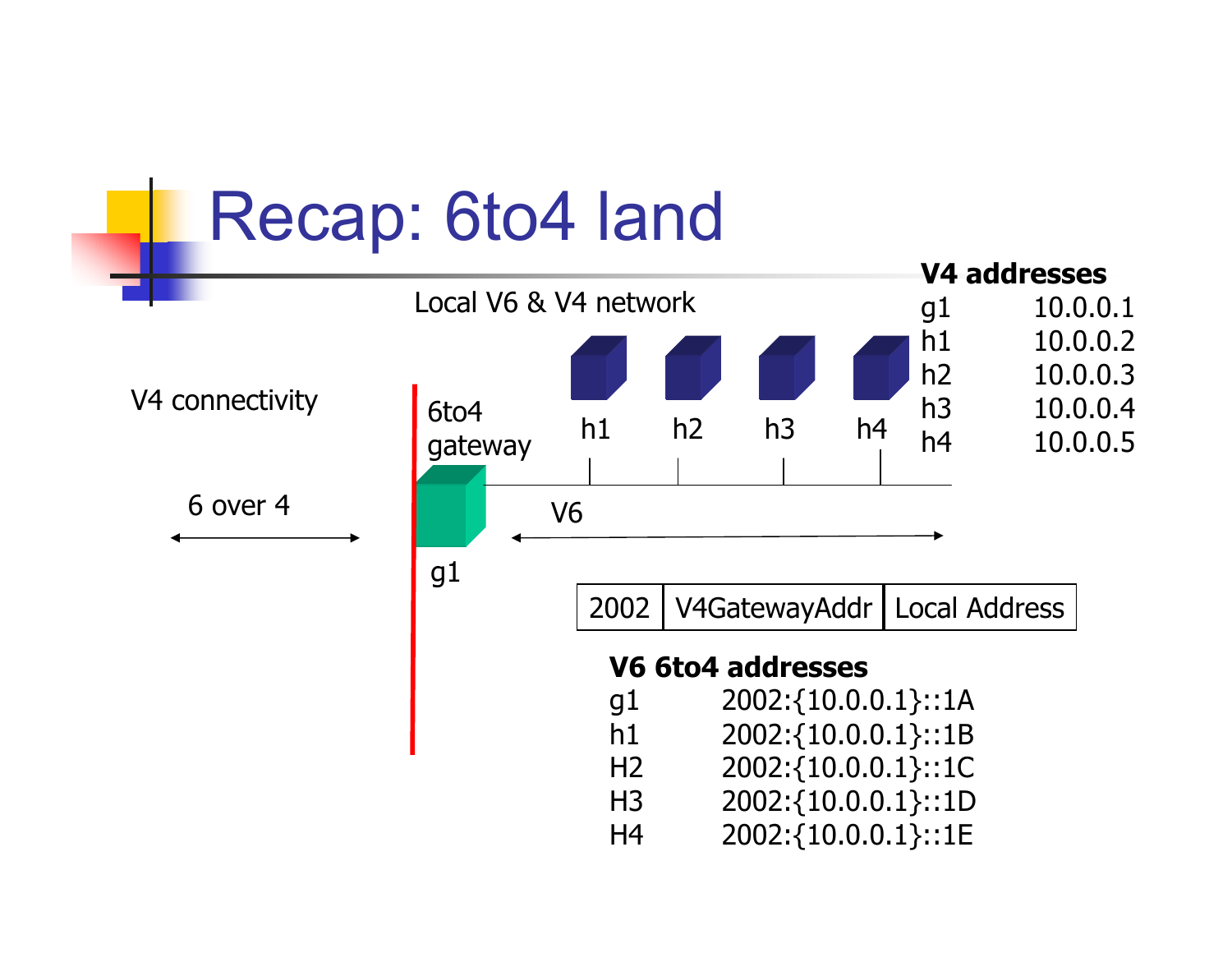# Recap: 6to4 land

Local V6 & V4 network

V4 connectivity

6to4 gateway

h1 h2 h3 h4

6 over 4

V6

g1

**V4 addresses**

| | |
|---|---|
| g1 | 10.0.0.1 |
| h1 | 10.0.0.2 |
| h2 | 10.0.0.3 |
| h3 | 10.0.0.4 |
| h4 | 10.0.0.5 |

| 2002 | V4GatewayAddr | Local Address |
|---|---|---|

**V6 6to4 addresses**

| | |
|---|---|
| g1 | 2002:{10.0.0.1}::1A |
| h1 | 2002:{10.0.0.1}::1B |
| H2 | 2002:{10.0.0.1}::1C |
| H3 | 2002:{10.0.0.1}::1D |
| H4 | 2002:{10.0.0.1}::1E |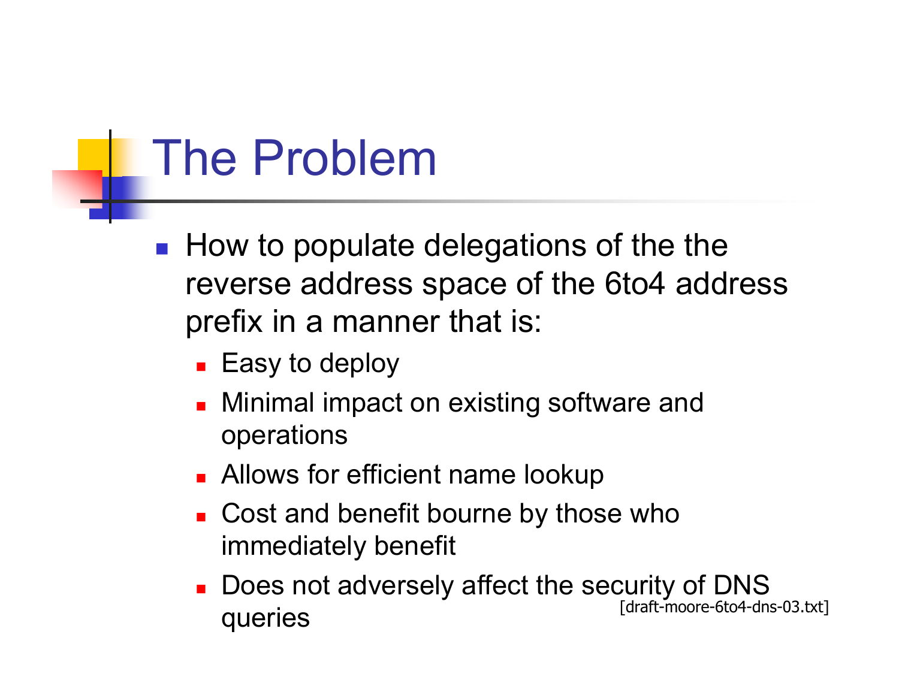# The Problem

- How to populate delegations of the the reverse address space of the 6to4 address prefix in a manner that is:
  - Easy to deploy
  - Minimal impact on existing software and operations
  - Allows for efficient name lookup
  - Cost and benefit bourne by those who immediately benefit
  - Does not adversely affect the security of DNS queries

[draft-moore-6to4-dns-03.txt]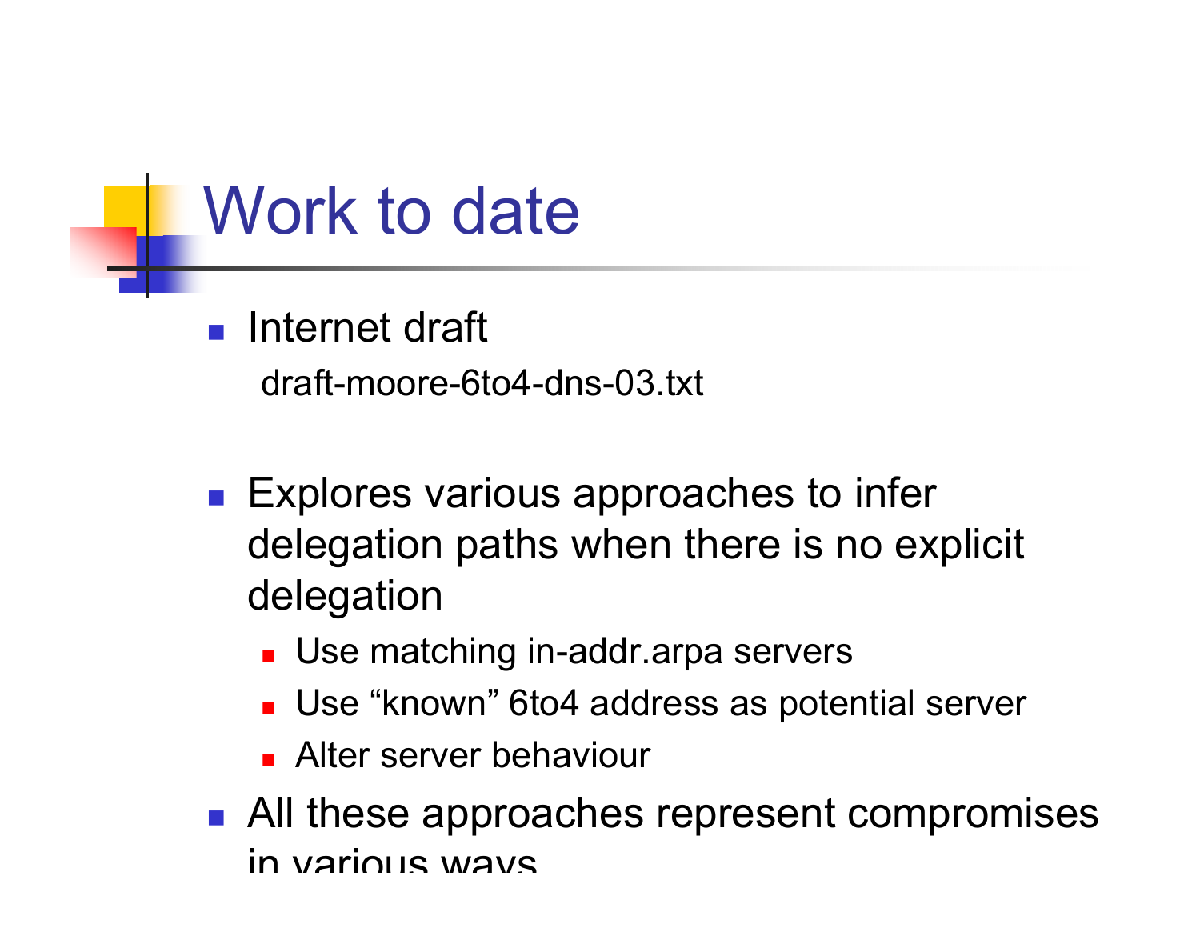# Work to date

- Internet draft
  
  draft-moore-6to4-dns-03.txt

- Explores various approaches to infer delegation paths when there is no explicit delegation
  - Use matching in-addr.arpa servers
  - Use "known" 6to4 address as potential server
  - Alter server behaviour
- All these approaches represent compromises in various ways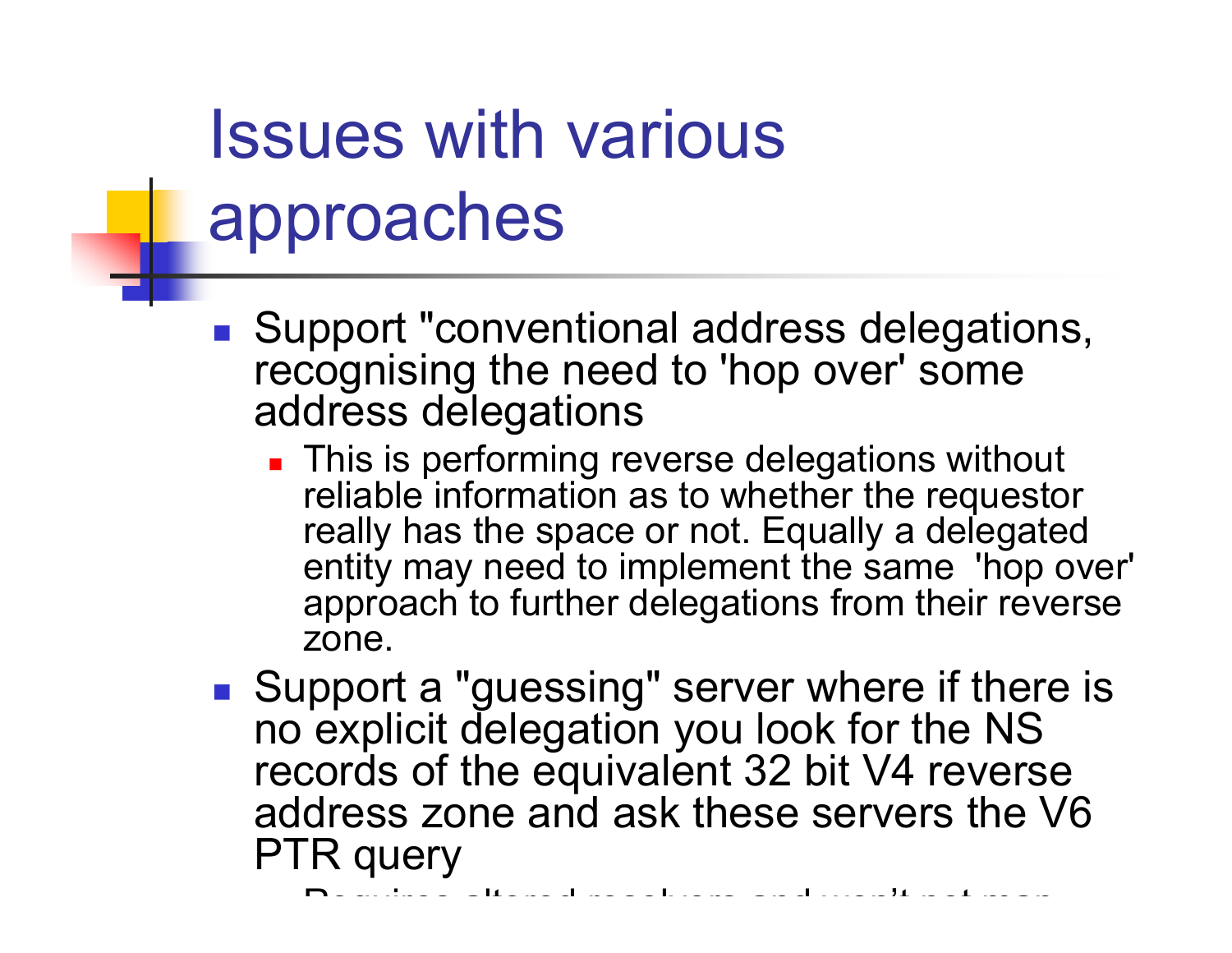# Issues with various approaches

- Support "conventional address delegations, recognising the need to 'hop over' some address delegations
  - This is performing reverse delegations without reliable information as to whether the requestor really has the space or not. Equally a delegated entity may need to implement the same 'hop over' approach to further delegations from their reverse zone.
- Support a "guessing" server where if there is no explicit delegation you look for the NS records of the equivalent 32 bit V4 reverse address zone and ask these servers the V6 PTR query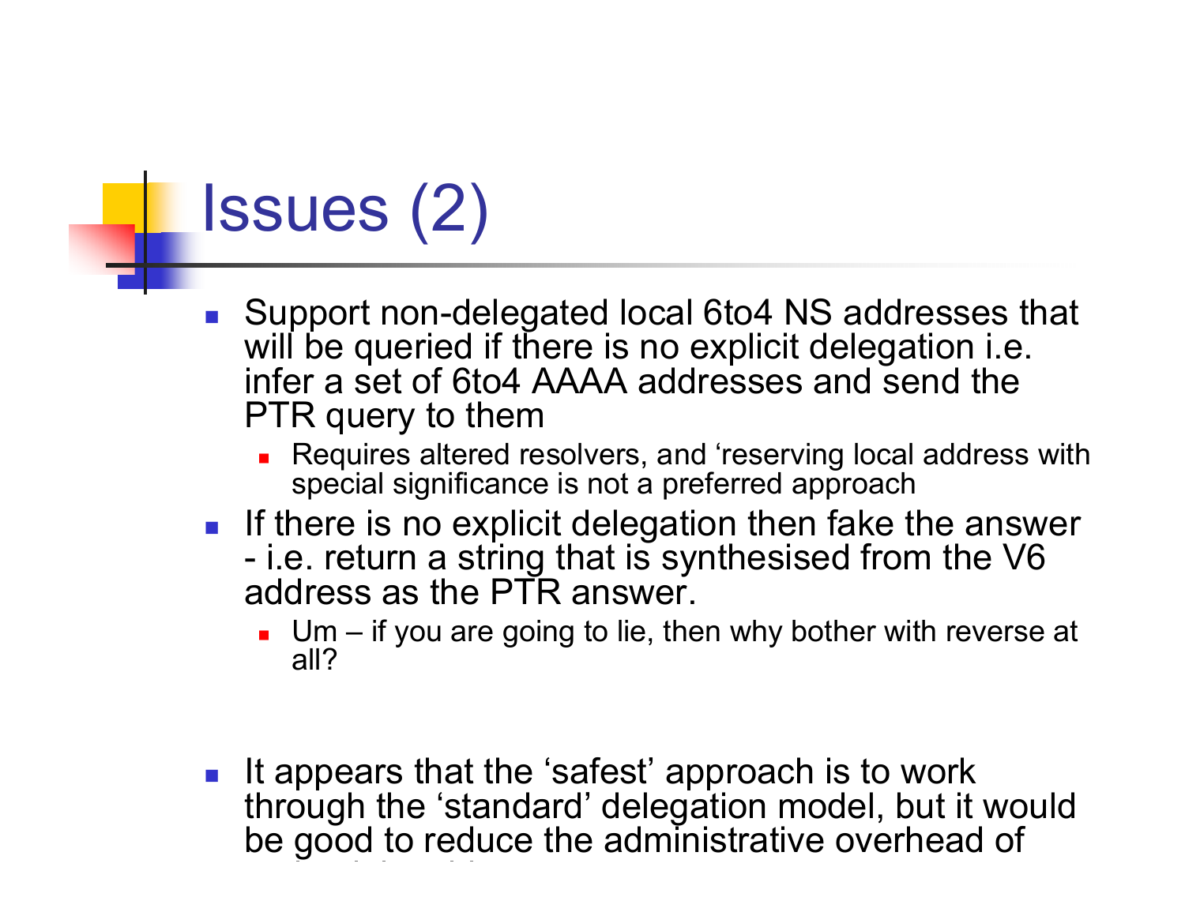# Issues (2)

- Support non-delegated local 6to4 NS addresses that will be queried if there is no explicit delegation i.e. infer a set of 6to4 AAAA addresses and send the PTR query to them
  - Requires altered resolvers, and ‘reserving local address with special significance is not a preferred approach
- If there is no explicit delegation then fake the answer - i.e. return a string that is synthesised from the V6 address as the PTR answer.
  - Um – if you are going to lie, then why bother with reverse at all?

- It appears that the ‘safest’ approach is to work through the ‘standard’ delegation model, but it would be good to reduce the administrative overhead of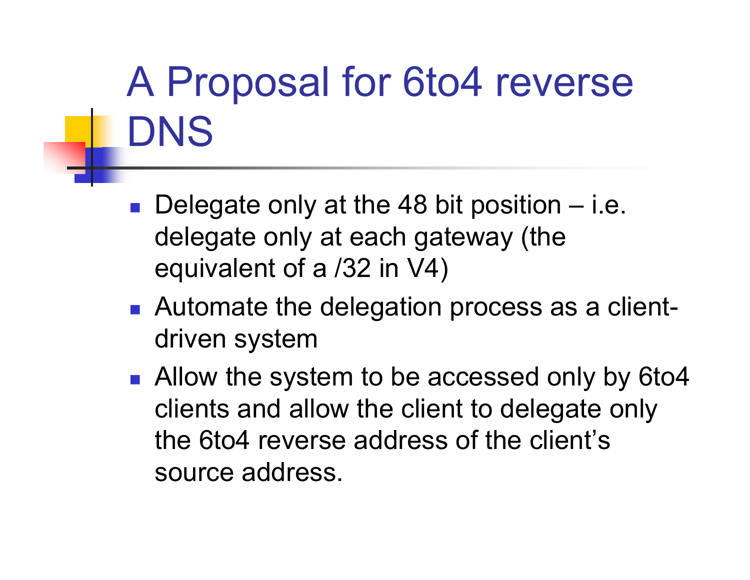# A Proposal for 6to4 reverse DNS

- Delegate only at the 48 bit position – i.e. delegate only at each gateway (the equivalent of a /32 in V4)
- Automate the delegation process as a client-driven system
- Allow the system to be accessed only by 6to4 clients and allow the client to delegate only the 6to4 reverse address of the client's source address.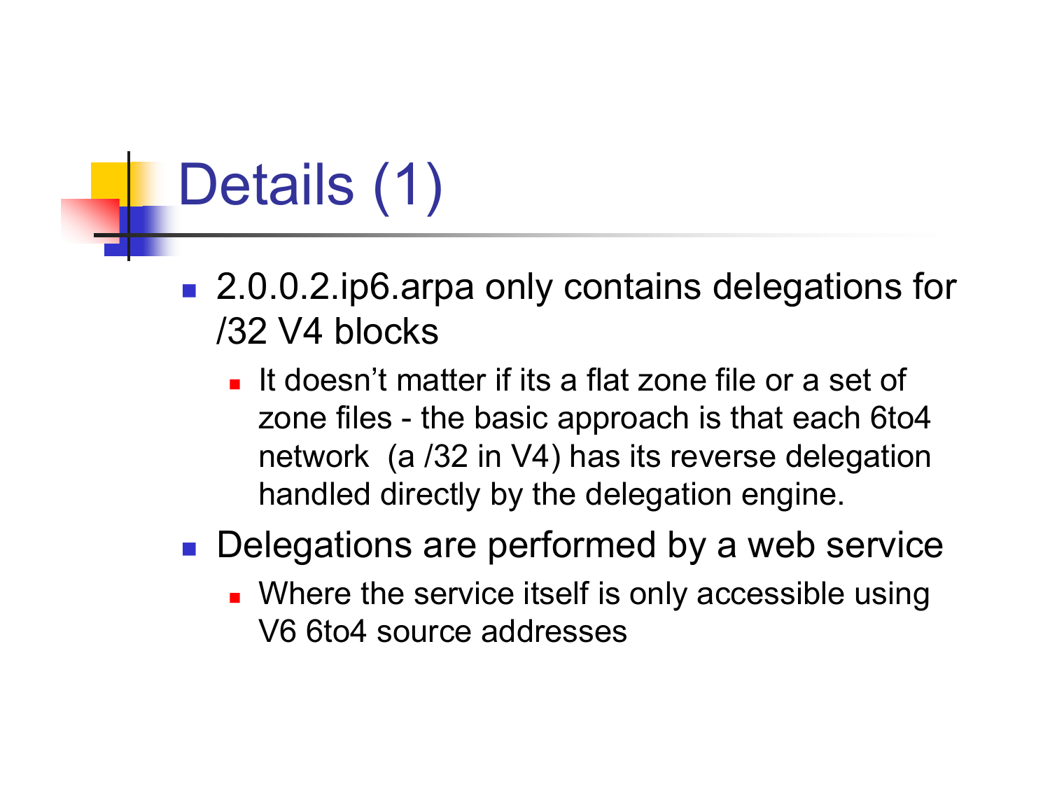# Details (1)

- 2.0.0.2.ip6.arpa only contains delegations for /32 V4 blocks
  - It doesn't matter if its a flat zone file or a set of zone files - the basic approach is that each 6to4 network (a /32 in V4) has its reverse delegation handled directly by the delegation engine.
- Delegations are performed by a web service
  - Where the service itself is only accessible using V6 6to4 source addresses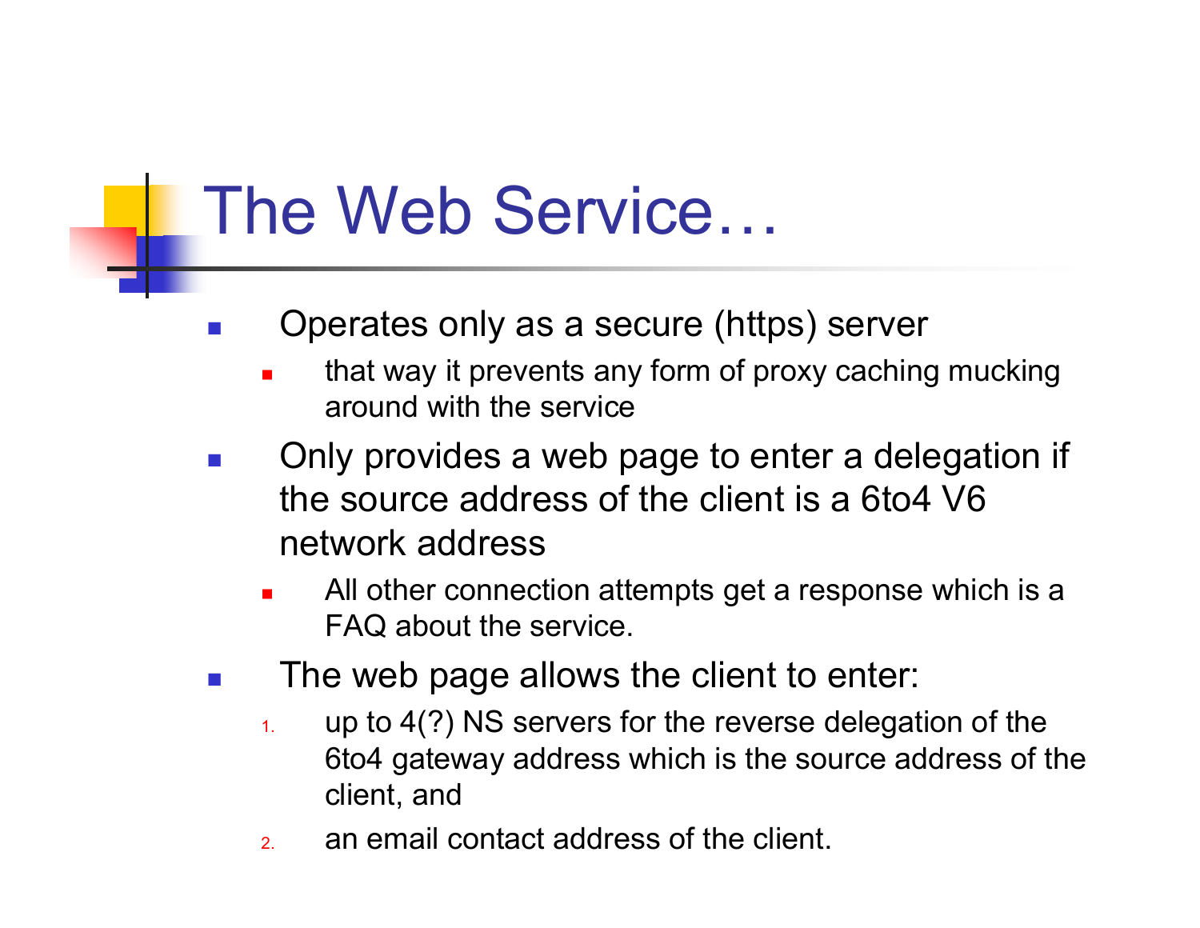# The Web Service…

- Operates only as a secure (https) server
  - that way it prevents any form of proxy caching mucking around with the service
- Only provides a web page to enter a delegation if the source address of the client is a 6to4 V6 network address
  - All other connection attempts get a response which is a FAQ about the service.
- The web page allows the client to enter:
  1. up to 4(?) NS servers for the reverse delegation of the 6to4 gateway address which is the source address of the client, and
  2. an email contact address of the client.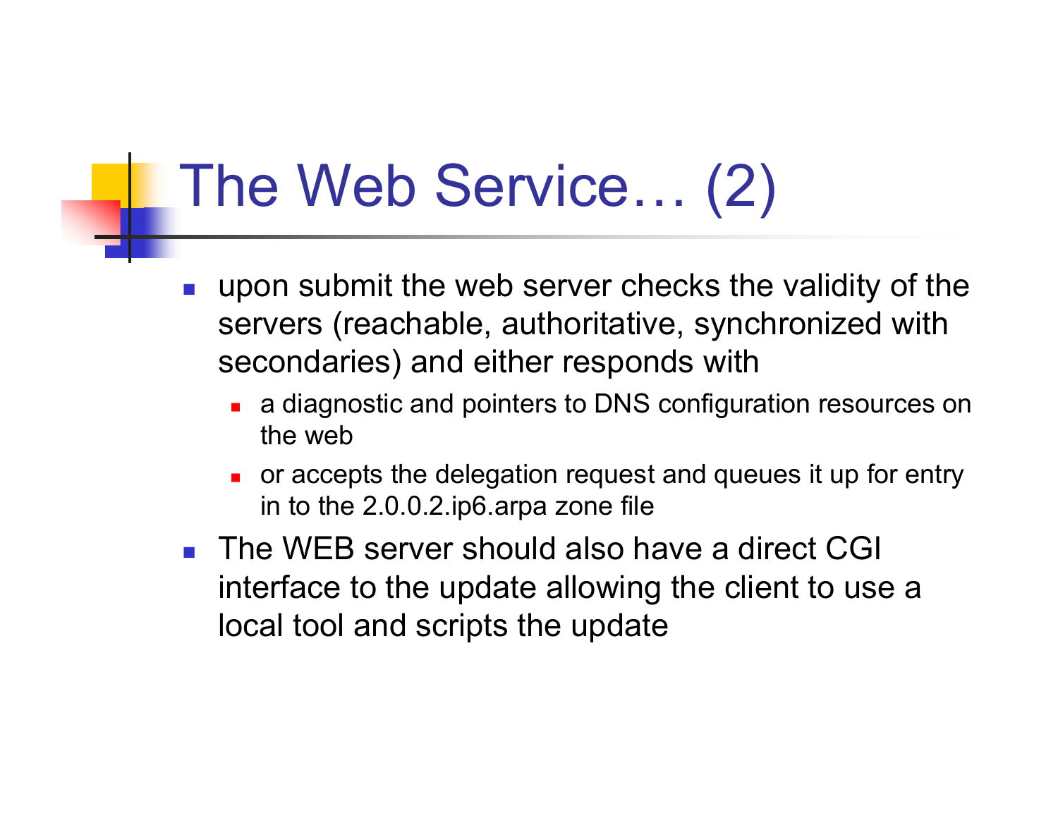# The Web Service… (2)

- upon submit the web server checks the validity of the servers (reachable, authoritative, synchronized with secondaries) and either responds with
  - a diagnostic and pointers to DNS configuration resources on the web
  - or accepts the delegation request and queues it up for entry in to the 2.0.0.2.ip6.arpa zone file
- The WEB server should also have a direct CGI interface to the update allowing the client to use a local tool and scripts the update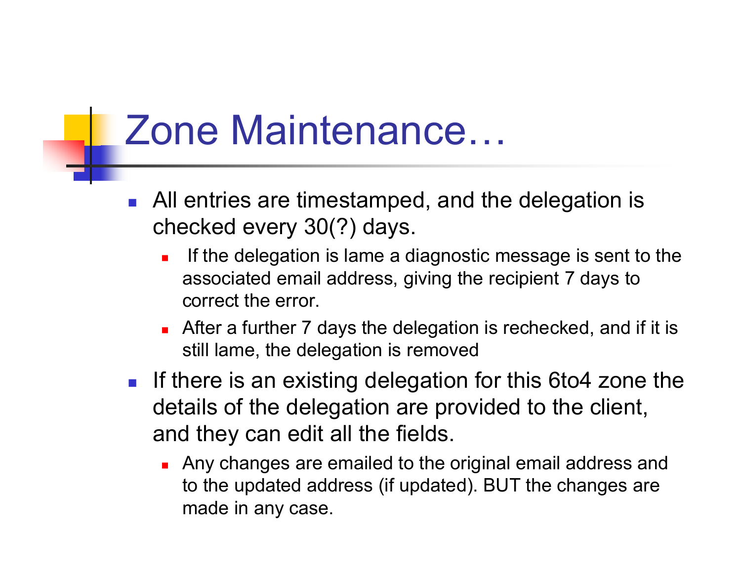# Zone Maintenance…

- All entries are timestamped, and the delegation is checked every 30(?) days.
  - If the delegation is lame a diagnostic message is sent to the associated email address, giving the recipient 7 days to correct the error.
  - After a further 7 days the delegation is rechecked, and if it is still lame, the delegation is removed
- If there is an existing delegation for this 6to4 zone the details of the delegation are provided to the client, and they can edit all the fields.
  - Any changes are emailed to the original email address and to the updated address (if updated). BUT the changes are made in any case.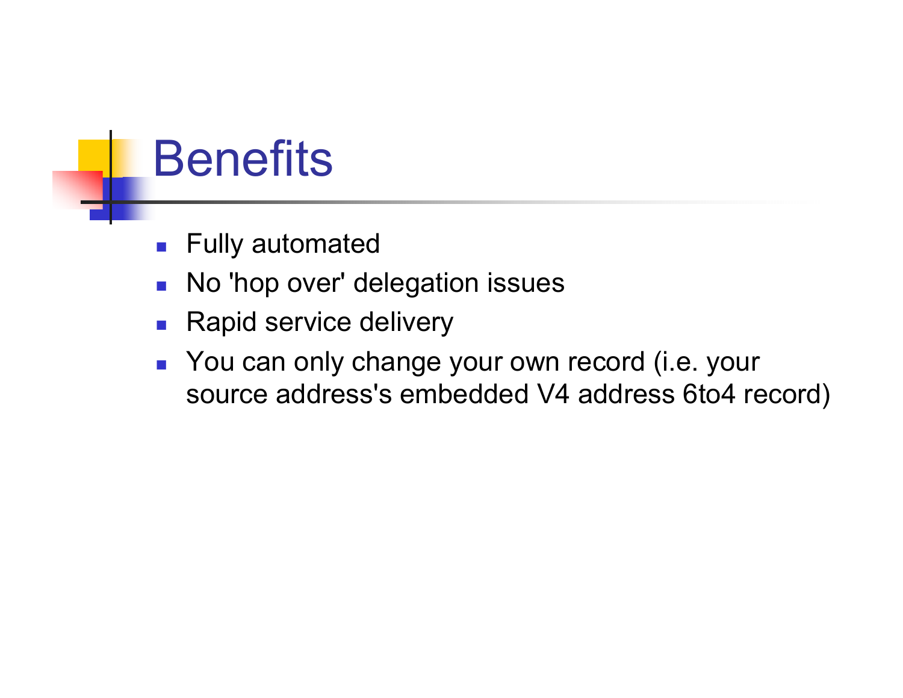# Benefits

- Fully automated
- No 'hop over' delegation issues
- Rapid service delivery
- You can only change your own record (i.e. your source address's embedded V4 address 6to4 record)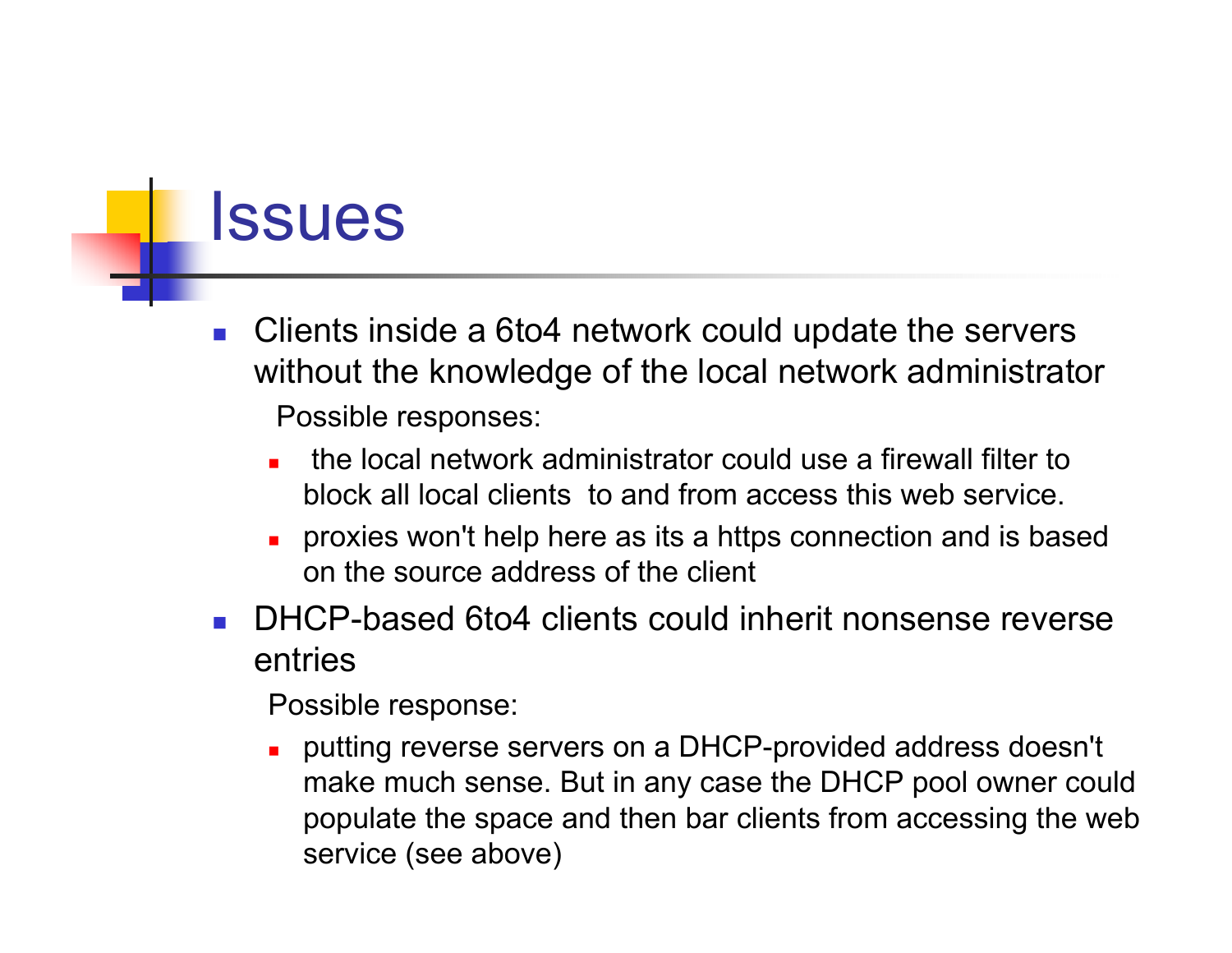# Issues

- Clients inside a 6to4 network could update the servers without the knowledge of the local network administrator

  Possible responses:

  - the local network administrator could use a firewall filter to block all local clients to and from access this web service.
  - proxies won't help here as its a https connection and is based on the source address of the client

- DHCP-based 6to4 clients could inherit nonsense reverse entries

  Possible response:

  - putting reverse servers on a DHCP-provided address doesn't make much sense. But in any case the DHCP pool owner could populate the space and then bar clients from accessing the web service (see above)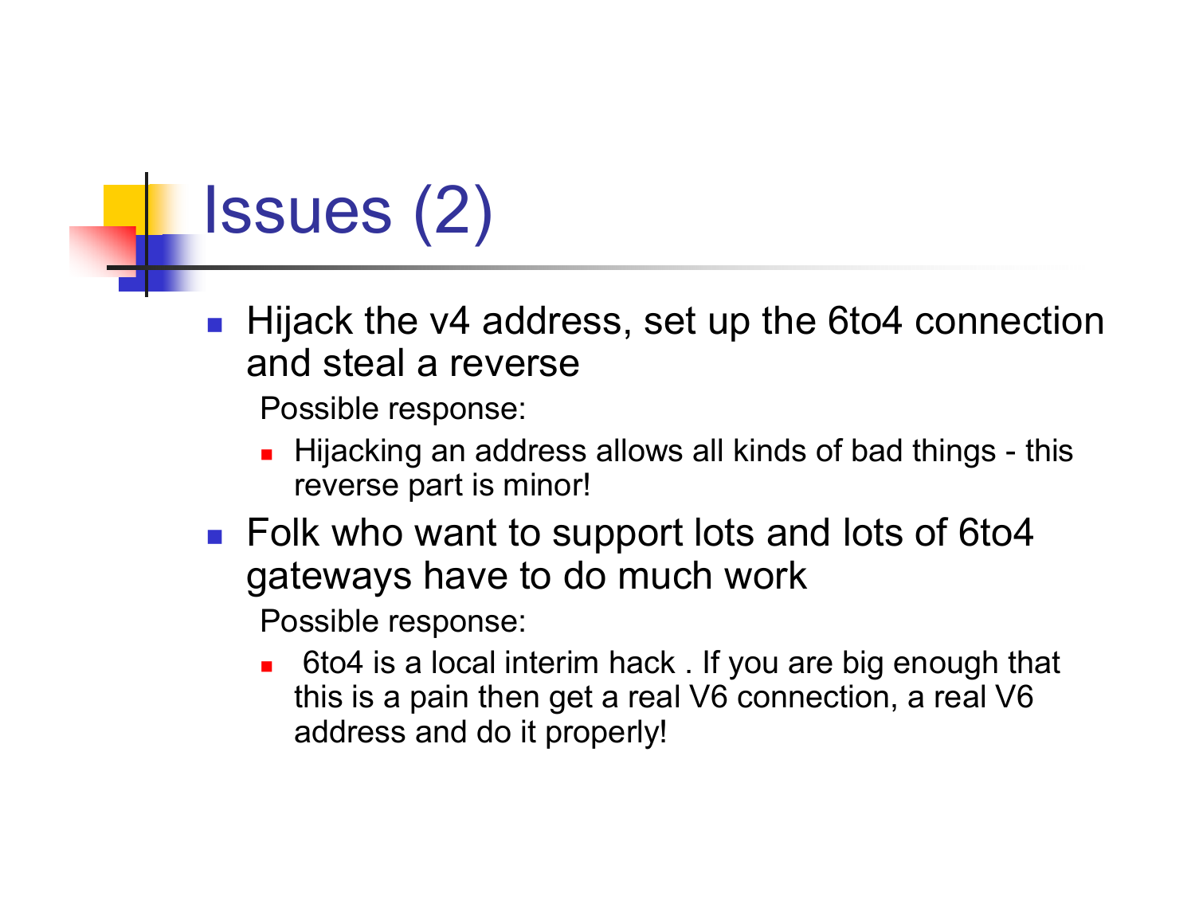# Issues (2)

- Hijack the v4 address, set up the 6to4 connection and steal a reverse

  Possible response:

  - Hijacking an address allows all kinds of bad things - this reverse part is minor!

- Folk who want to support lots and lots of 6to4 gateways have to do much work

  Possible response:

  - 6to4 is a local interim hack . If you are big enough that this is a pain then get a real V6 connection, a real V6 address and do it properly!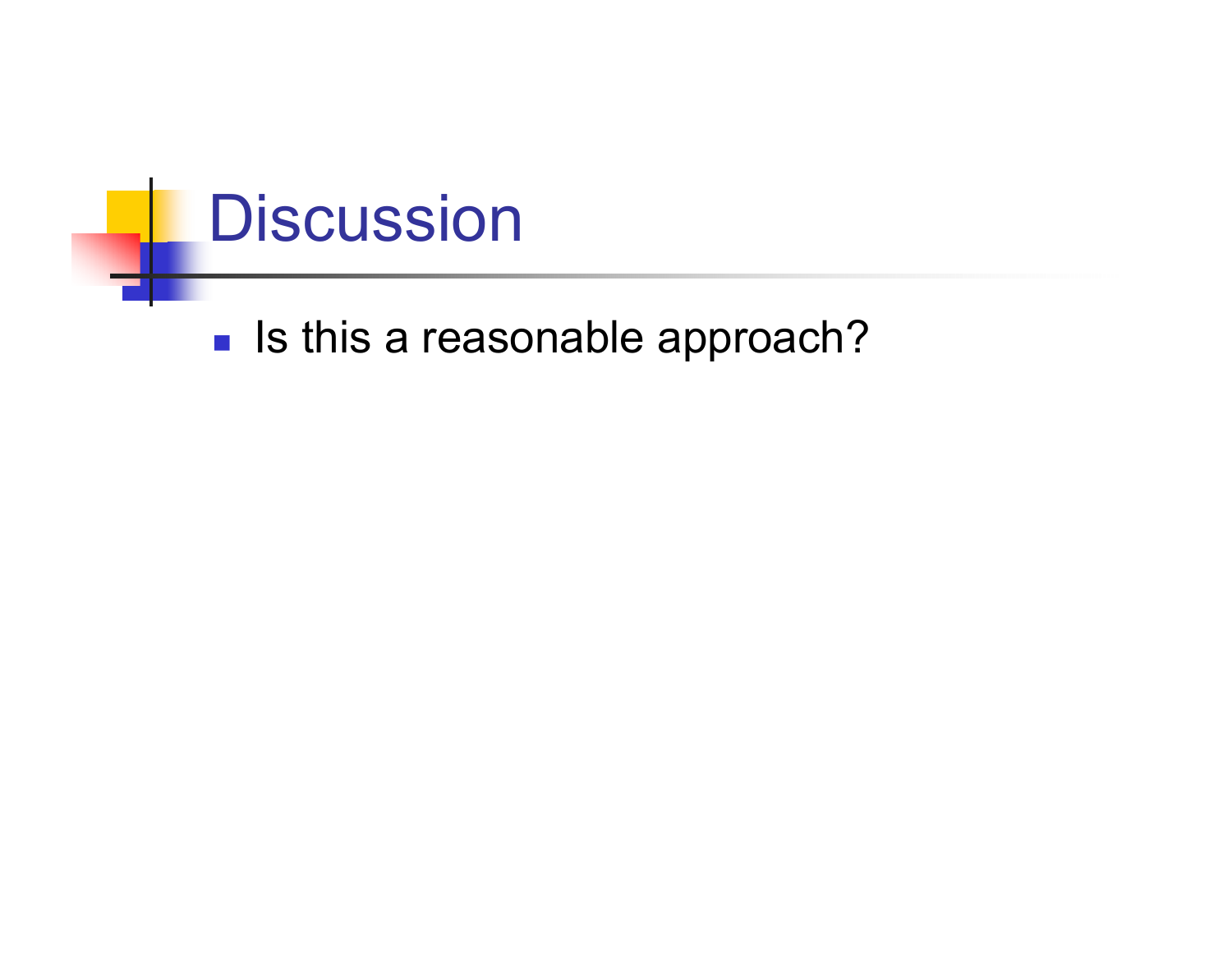# Discussion

- Is this a reasonable approach?